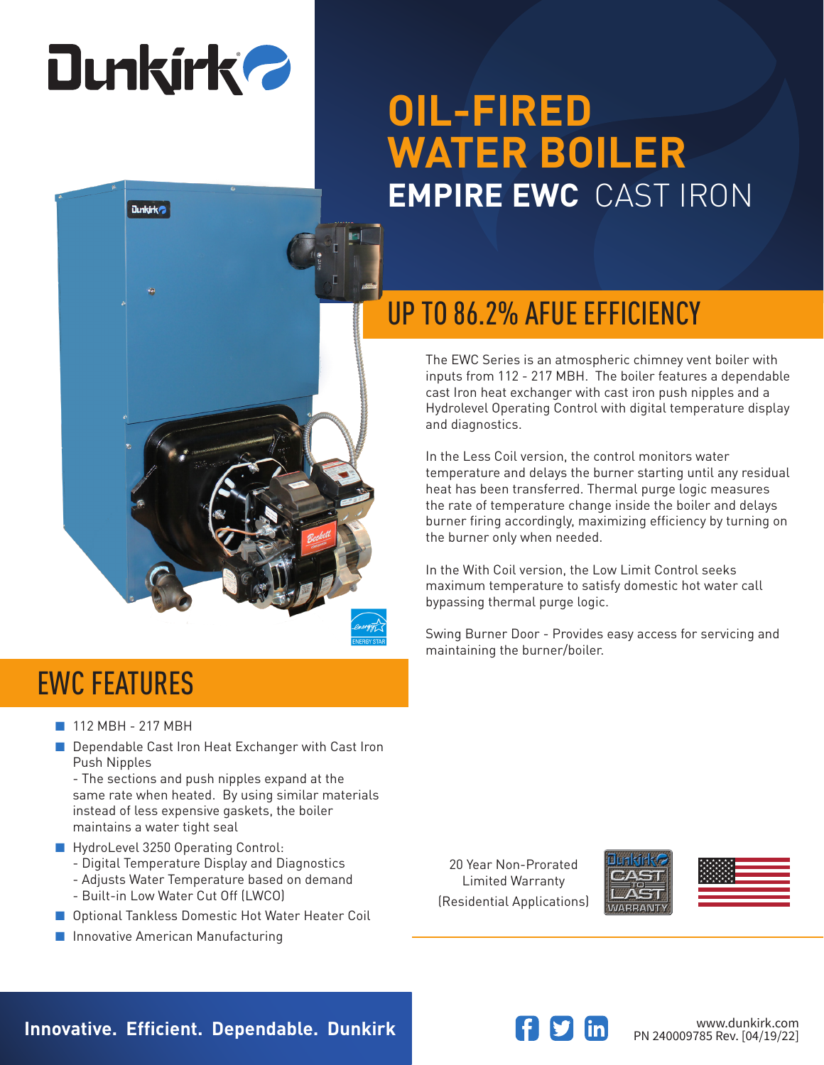# OIL-FIRED WATER BOILER

## EMPIRE EWC CAST IRON

## UP TO 86.2% AFUE EFFICIENCY

The EWC Series is an atmospheric chimney vent boiler with inputs from 112 - 217 MBH. The boiler features a dependable cast Iron heat exchanger with cast iron push nipples and a Hydrolevel Operating Control with digital temperature display and diagnostics.

In the Less Coil version, the control monitors water temperature and delays the burner starting until any residual heat has been transferred. Thermal purge logic measures the rate of temperature change inside the boiler and delays burner firing accordingly, maximizing efficiency by turning on the burner only when needed.

In the With Coil version, the Low Limit Control seeks maximum temperature to satisfy domestic hot water call bypassing thermal purge logic.

Swing Burner Door - Provides easy access for servicing and maintaining the burner/boiler.

## EWC FEATURES

- 112 MBH - 217 MBH
- Dependable Cast Iron Heat Exchanger with Cast Iron Push Nipples
  - The sections and push nipples expand at the same rate when heated. By using similar materials instead of less expensive gaskets, the boiler maintains a water tight seal
- HydroLevel 3250 Operating Control:
  - Digital Temperature Display and Diagnostics
  - Adjusts Water Temperature based on demand
  - Built-in Low Water Cut Off (LWCO)
- Optional Tankless Domestic Hot Water Heater Coil
- Innovative American Manufacturing

20 Year Non-Prorated Limited Warranty (Residential Applications)

**Innovative. Efficient. Dependable. Dunkirk**

www.dunkirk.com
PN 240009785 Rev. [04/19/22]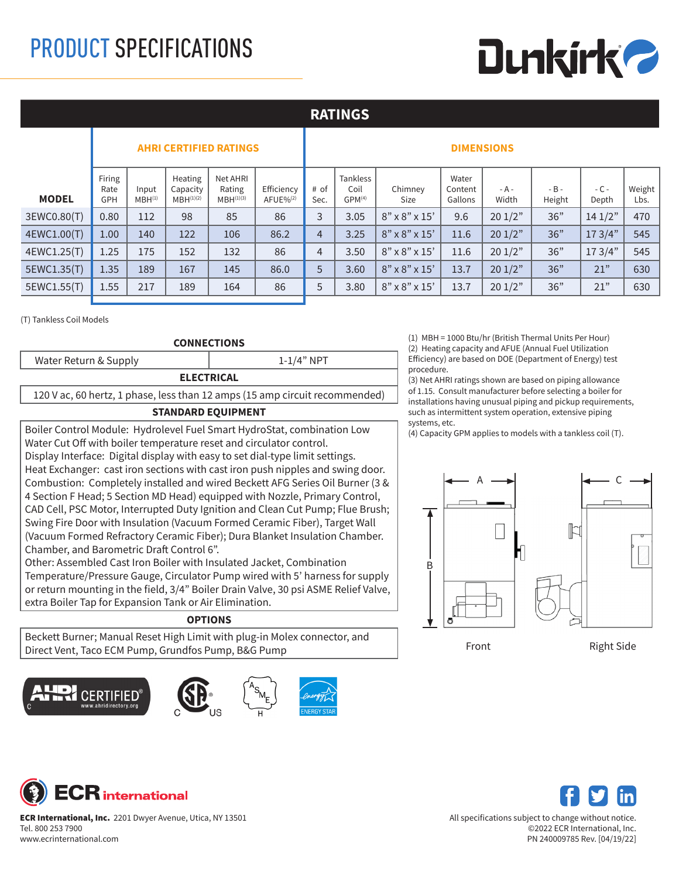# PRODUCT SPECIFICATIONS

## RATINGS

| MODEL | AHRI CERTIFIED RATINGS | | | | | DIMENSIONS | | | | | | | | |
|---|---|---|---|---|---|---|---|---|---|---|---|---|---|---|
| | Firing Rate GPH | Input MBH[1] | Heating Capacity MBH[1][2] | Net AHRI Rating MBH[1][3] | Efficiency AFUE%[2] | # of Sec. | Tankless Coil GPM[4] | Chimney Size | Water Content Gallons | - A - Width | - B - Height | - C - Depth | Weight Lbs. |
| 3EWC0.80(T) | 0.80 | 112 | 98 | 85 | 86 | 3 | 3.05 | 8" x 8" x 15' | 9.6 | 20 1/2" | 36" | 14 1/2" | 470 |
| 4EWC1.00(T) | 1.00 | 140 | 122 | 106 | 86.2 | 4 | 3.25 | 8" x 8" x 15' | 11.6 | 20 1/2" | 36" | 17 3/4" | 545 |
| 4EWC1.25(T) | 1.25 | 175 | 152 | 132 | 86 | 4 | 3.50 | 8" x 8" x 15' | 11.6 | 20 1/2" | 36" | 17 3/4" | 545 |
| 5EWC1.35(T) | 1.35 | 189 | 167 | 145 | 86.0 | 5 | 3.60 | 8" x 8" x 15' | 13.7 | 20 1/2" | 36" | 21" | 630 |
| 5EWC1.55(T) | 1.55 | 217 | 189 | 164 | 86 | 5 | 3.80 | 8" x 8" x 15' | 13.7 | 20 1/2" | 36" | 21" | 630 |

(T) Tankless Coil Models

### CONNECTIONS

| | |
|---|---|
| Water Return & Supply | 1-1/4" NPT |

### ELECTRICAL

120 V ac, 60 hertz, 1 phase, less than 12 amps (15 amp circuit recommended)

### STANDARD EQUIPMENT

Boiler Control Module: Hydrolevel Fuel Smart HydroStat, combination Low Water Cut Off with boiler temperature reset and circulator control.
Display Interface: Digital display with easy to set dial-type limit settings.
Heat Exchanger: cast iron sections with cast iron push nipples and swing door.
Combustion: Completely installed and wired Beckett AFG Series Oil Burner (3 & 4 Section F Head; 5 Section MD Head) equipped with Nozzle, Primary Control, CAD Cell, PSC Motor, Interrupted Duty Ignition and Clean Cut Pump; Flue Brush; Swing Fire Door with Insulation (Vacuum Formed Ceramic Fiber), Target Wall (Vacuum Formed Refractory Ceramic Fiber); Dura Blanket Insulation Chamber. Chamber, and Barometric Draft Control 6".
Other: Assembled Cast Iron Boiler with Insulated Jacket, Combination Temperature/Pressure Gauge, Circulator Pump wired with 5' harness for supply or return mounting in the field, 3/4" Boiler Drain Valve, 30 psi ASME Relief Valve, extra Boiler Tap for Expansion Tank or Air Elimination.

### OPTIONS

Beckett Burner; Manual Reset High Limit with plug-in Molex connector, and Direct Vent, Taco ECM Pump, Grundfos Pump, B&G Pump

(1) MBH = 1000 Btu/hr (British Thermal Units Per Hour)
(2) Heating capacity and AFUE (Annual Fuel Utilization Efficiency) are based on DOE (Department of Energy) test procedure.
(3) Net AHRI ratings shown are based on piping allowance of 1.15. Consult manufacturer before selecting a boiler for installations having unusual piping and pickup requirements, such as intermittent system operation, extensive piping systems, etc.
(4) Capacity GPM applies to models with a tankless coil (T).

A
B
C

Front

Right Side

**ECR International, Inc.** 2201 Dwyer Avenue, Utica, NY 13501
Tel. 800 253 7900
www.ecrinternational.com

All specifications subject to change without notice.
©2022 ECR International, Inc.
PN 240009785 Rev. [04/19/22]